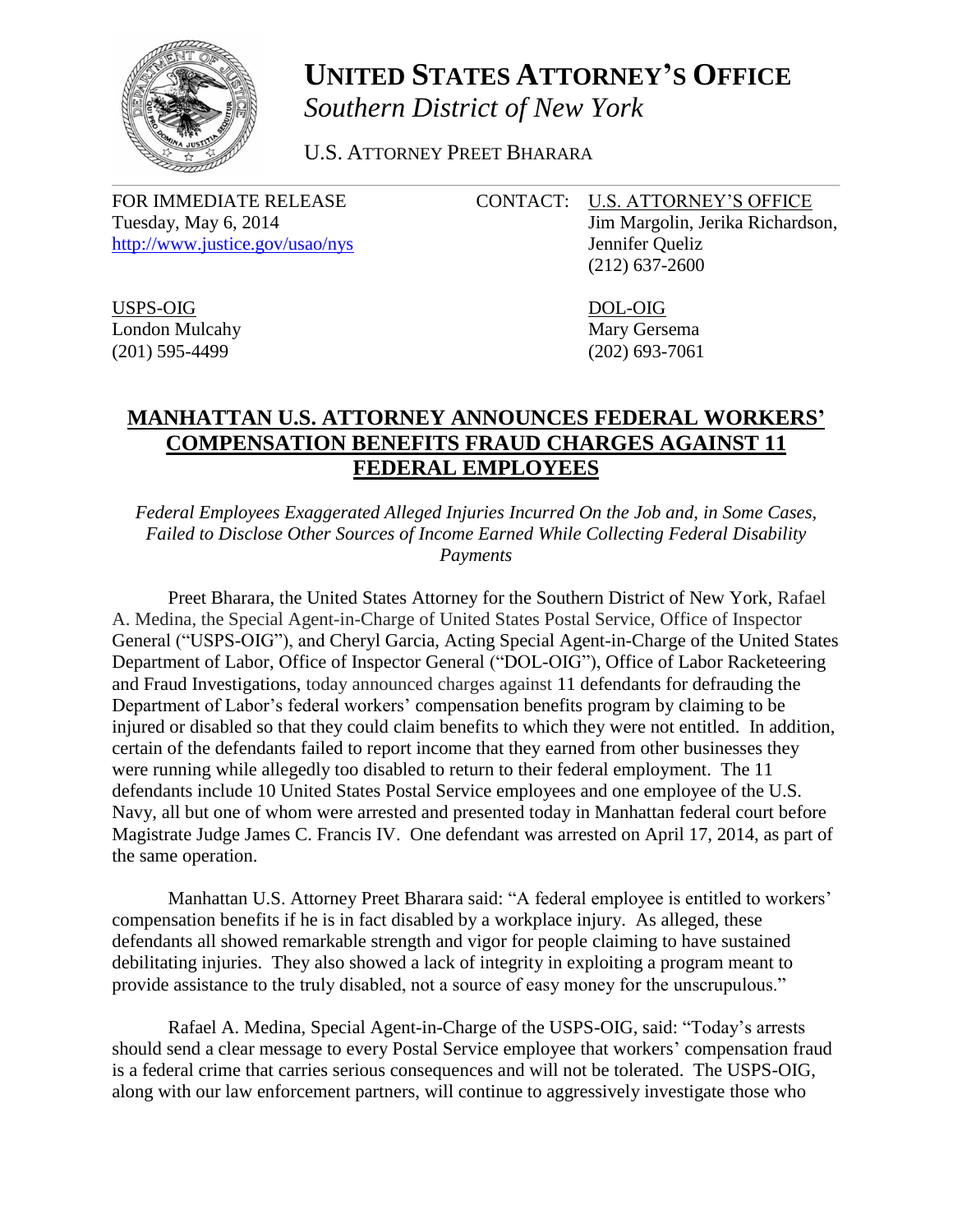# UNITED STATES ATTORNEY'S OFFICE
*Southern District of New York*

U.S. ATTORNEY PREET BHARARA

---

FOR IMMEDIATE RELEASE
Tuesday, May 6, 2014
http://www.justice.gov/usao/nys

CONTACT: U.S. ATTORNEY'S OFFICE
Jim Margolin, Jerika Richardson, Jennifer Queliz
(212) 637-2600

USPS-OIG
London Mulcahy
(201) 595-4499

DOL-OIG
Mary Gersema
(202) 693-7061

## MANHATTAN U.S. ATTORNEY ANNOUNCES FEDERAL WORKERS' COMPENSATION BENEFITS FRAUD CHARGES AGAINST 11 FEDERAL EMPLOYEES

*Federal Employees Exaggerated Alleged Injuries Incurred On the Job and, in Some Cases, Failed to Disclose Other Sources of Income Earned While Collecting Federal Disability Payments*

Preet Bharara, the United States Attorney for the Southern District of New York, Rafael A. Medina, the Special Agent-in-Charge of United States Postal Service, Office of Inspector General ("USPS-OIG"), and Cheryl Garcia, Acting Special Agent-in-Charge of the United States Department of Labor, Office of Inspector General ("DOL-OIG"), Office of Labor Racketeering and Fraud Investigations, today announced charges against 11 defendants for defrauding the Department of Labor's federal workers' compensation benefits program by claiming to be injured or disabled so that they could claim benefits to which they were not entitled. In addition, certain of the defendants failed to report income that they earned from other businesses they were running while allegedly too disabled to return to their federal employment. The 11 defendants include 10 United States Postal Service employees and one employee of the U.S. Navy, all but one of whom were arrested and presented today in Manhattan federal court before Magistrate Judge James C. Francis IV. One defendant was arrested on April 17, 2014, as part of the same operation.

Manhattan U.S. Attorney Preet Bharara said: "A federal employee is entitled to workers' compensation benefits if he is in fact disabled by a workplace injury. As alleged, these defendants all showed remarkable strength and vigor for people claiming to have sustained debilitating injuries. They also showed a lack of integrity in exploiting a program meant to provide assistance to the truly disabled, not a source of easy money for the unscrupulous."

Rafael A. Medina, Special Agent-in-Charge of the USPS-OIG, said: "Today's arrests should send a clear message to every Postal Service employee that workers' compensation fraud is a federal crime that carries serious consequences and will not be tolerated. The USPS-OIG, along with our law enforcement partners, will continue to aggressively investigate those who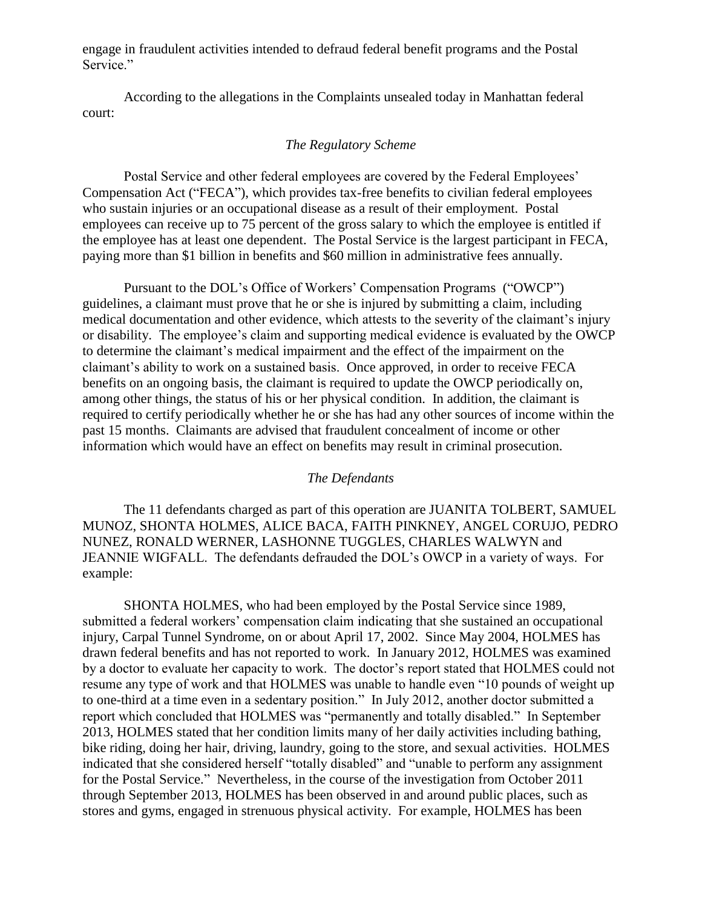engage in fraudulent activities intended to defraud federal benefit programs and the Postal Service."

According to the allegations in the Complaints unsealed today in Manhattan federal court:

### *The Regulatory Scheme*

Postal Service and other federal employees are covered by the Federal Employees' Compensation Act ("FECA"), which provides tax-free benefits to civilian federal employees who sustain injuries or an occupational disease as a result of their employment. Postal employees can receive up to 75 percent of the gross salary to which the employee is entitled if the employee has at least one dependent. The Postal Service is the largest participant in FECA, paying more than $1 billion in benefits and $60 million in administrative fees annually.

Pursuant to the DOL's Office of Workers' Compensation Programs ("OWCP") guidelines, a claimant must prove that he or she is injured by submitting a claim, including medical documentation and other evidence, which attests to the severity of the claimant's injury or disability. The employee's claim and supporting medical evidence is evaluated by the OWCP to determine the claimant's medical impairment and the effect of the impairment on the claimant's ability to work on a sustained basis. Once approved, in order to receive FECA benefits on an ongoing basis, the claimant is required to update the OWCP periodically on, among other things, the status of his or her physical condition. In addition, the claimant is required to certify periodically whether he or she has had any other sources of income within the past 15 months. Claimants are advised that fraudulent concealment of income or other information which would have an effect on benefits may result in criminal prosecution.

### *The Defendants*

The 11 defendants charged as part of this operation are JUANITA TOLBERT, SAMUEL MUNOZ, SHONTA HOLMES, ALICE BACA, FAITH PINKNEY, ANGEL CORUJO, PEDRO NUNEZ, RONALD WERNER, LASHONNE TUGGLES, CHARLES WALWYN and JEANNIE WIGFALL. The defendants defrauded the DOL's OWCP in a variety of ways. For example:

SHONTA HOLMES, who had been employed by the Postal Service since 1989, submitted a federal workers' compensation claim indicating that she sustained an occupational injury, Carpal Tunnel Syndrome, on or about April 17, 2002. Since May 2004, HOLMES has drawn federal benefits and has not reported to work. In January 2012, HOLMES was examined by a doctor to evaluate her capacity to work. The doctor's report stated that HOLMES could not resume any type of work and that HOLMES was unable to handle even "10 pounds of weight up to one-third at a time even in a sedentary position." In July 2012, another doctor submitted a report which concluded that HOLMES was "permanently and totally disabled." In September 2013, HOLMES stated that her condition limits many of her daily activities including bathing, bike riding, doing her hair, driving, laundry, going to the store, and sexual activities. HOLMES indicated that she considered herself "totally disabled" and "unable to perform any assignment for the Postal Service." Nevertheless, in the course of the investigation from October 2011 through September 2013, HOLMES has been observed in and around public places, such as stores and gyms, engaged in strenuous physical activity. For example, HOLMES has been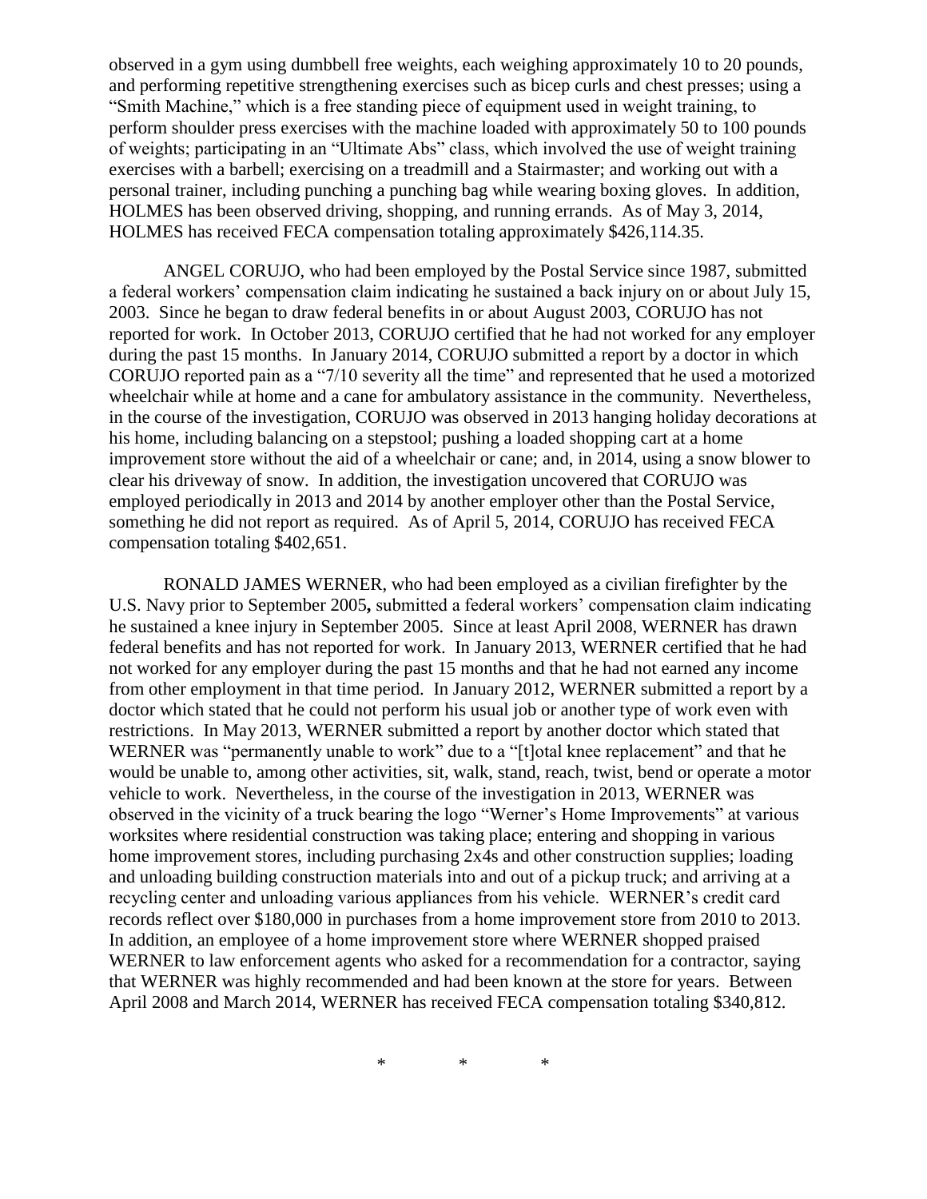observed in a gym using dumbbell free weights, each weighing approximately 10 to 20 pounds, and performing repetitive strengthening exercises such as bicep curls and chest presses; using a "Smith Machine," which is a free standing piece of equipment used in weight training, to perform shoulder press exercises with the machine loaded with approximately 50 to 100 pounds of weights; participating in an "Ultimate Abs" class, which involved the use of weight training exercises with a barbell; exercising on a treadmill and a Stairmaster; and working out with a personal trainer, including punching a punching bag while wearing boxing gloves. In addition, HOLMES has been observed driving, shopping, and running errands. As of May 3, 2014, HOLMES has received FECA compensation totaling approximately $426,114.35.

ANGEL CORUJO, who had been employed by the Postal Service since 1987, submitted a federal workers' compensation claim indicating he sustained a back injury on or about July 15, 2003. Since he began to draw federal benefits in or about August 2003, CORUJO has not reported for work. In October 2013, CORUJO certified that he had not worked for any employer during the past 15 months. In January 2014, CORUJO submitted a report by a doctor in which CORUJO reported pain as a "7/10 severity all the time" and represented that he used a motorized wheelchair while at home and a cane for ambulatory assistance in the community. Nevertheless, in the course of the investigation, CORUJO was observed in 2013 hanging holiday decorations at his home, including balancing on a stepstool; pushing a loaded shopping cart at a home improvement store without the aid of a wheelchair or cane; and, in 2014, using a snow blower to clear his driveway of snow. In addition, the investigation uncovered that CORUJO was employed periodically in 2013 and 2014 by another employer other than the Postal Service, something he did not report as required. As of April 5, 2014, CORUJO has received FECA compensation totaling $402,651.

RONALD JAMES WERNER, who had been employed as a civilian firefighter by the U.S. Navy prior to September 2005**,** submitted a federal workers' compensation claim indicating he sustained a knee injury in September 2005. Since at least April 2008, WERNER has drawn federal benefits and has not reported for work. In January 2013, WERNER certified that he had not worked for any employer during the past 15 months and that he had not earned any income from other employment in that time period. In January 2012, WERNER submitted a report by a doctor which stated that he could not perform his usual job or another type of work even with restrictions. In May 2013, WERNER submitted a report by another doctor which stated that WERNER was "permanently unable to work" due to a "[t]otal knee replacement" and that he would be unable to, among other activities, sit, walk, stand, reach, twist, bend or operate a motor vehicle to work. Nevertheless, in the course of the investigation in 2013, WERNER was observed in the vicinity of a truck bearing the logo "Werner's Home Improvements" at various worksites where residential construction was taking place; entering and shopping in various home improvement stores, including purchasing 2x4s and other construction supplies; loading and unloading building construction materials into and out of a pickup truck; and arriving at a recycling center and unloading various appliances from his vehicle. WERNER's credit card records reflect over $180,000 in purchases from a home improvement store from 2010 to 2013. In addition, an employee of a home improvement store where WERNER shopped praised WERNER to law enforcement agents who asked for a recommendation for a contractor, saying that WERNER was highly recommended and had been known at the store for years. Between April 2008 and March 2014, WERNER has received FECA compensation totaling $340,812.

\* \* \*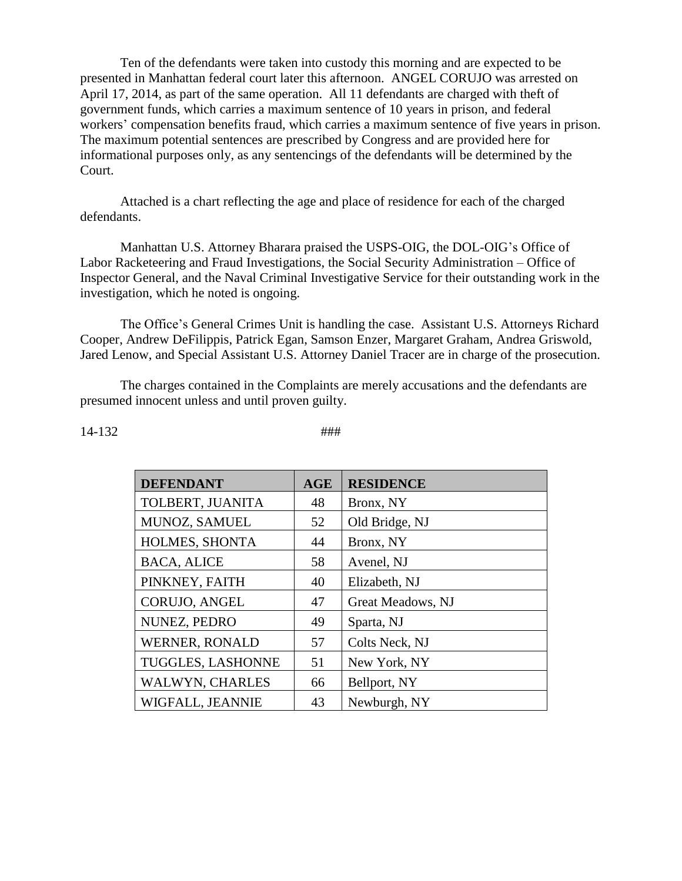Ten of the defendants were taken into custody this morning and are expected to be presented in Manhattan federal court later this afternoon. ANGEL CORUJO was arrested on April 17, 2014, as part of the same operation. All 11 defendants are charged with theft of government funds, which carries a maximum sentence of 10 years in prison, and federal workers' compensation benefits fraud, which carries a maximum sentence of five years in prison. The maximum potential sentences are prescribed by Congress and are provided here for informational purposes only, as any sentencings of the defendants will be determined by the Court.

Attached is a chart reflecting the age and place of residence for each of the charged defendants.

Manhattan U.S. Attorney Bharara praised the USPS-OIG, the DOL-OIG's Office of Labor Racketeering and Fraud Investigations, the Social Security Administration – Office of Inspector General, and the Naval Criminal Investigative Service for their outstanding work in the investigation, which he noted is ongoing.

The Office's General Crimes Unit is handling the case. Assistant U.S. Attorneys Richard Cooper, Andrew DeFilippis, Patrick Egan, Samson Enzer, Margaret Graham, Andrea Griswold, Jared Lenow, and Special Assistant U.S. Attorney Daniel Tracer are in charge of the prosecution.

The charges contained in the Complaints are merely accusations and the defendants are presumed innocent unless and until proven guilty.

14-132 ###

| DEFENDANT | AGE | RESIDENCE |
|---|---|---|
| TOLBERT, JUANITA | 48 | Bronx, NY |
| MUNOZ, SAMUEL | 52 | Old Bridge, NJ |
| HOLMES, SHONTA | 44 | Bronx, NY |
| BACA, ALICE | 58 | Avenel, NJ |
| PINKNEY, FAITH | 40 | Elizabeth, NJ |
| CORUJO, ANGEL | 47 | Great Meadows, NJ |
| NUNEZ, PEDRO | 49 | Sparta, NJ |
| WERNER, RONALD | 57 | Colts Neck, NJ |
| TUGGLES, LASHONNE | 51 | New York, NY |
| WALWYN, CHARLES | 66 | Bellport, NY |
| WIGFALL, JEANNIE | 43 | Newburgh, NY |